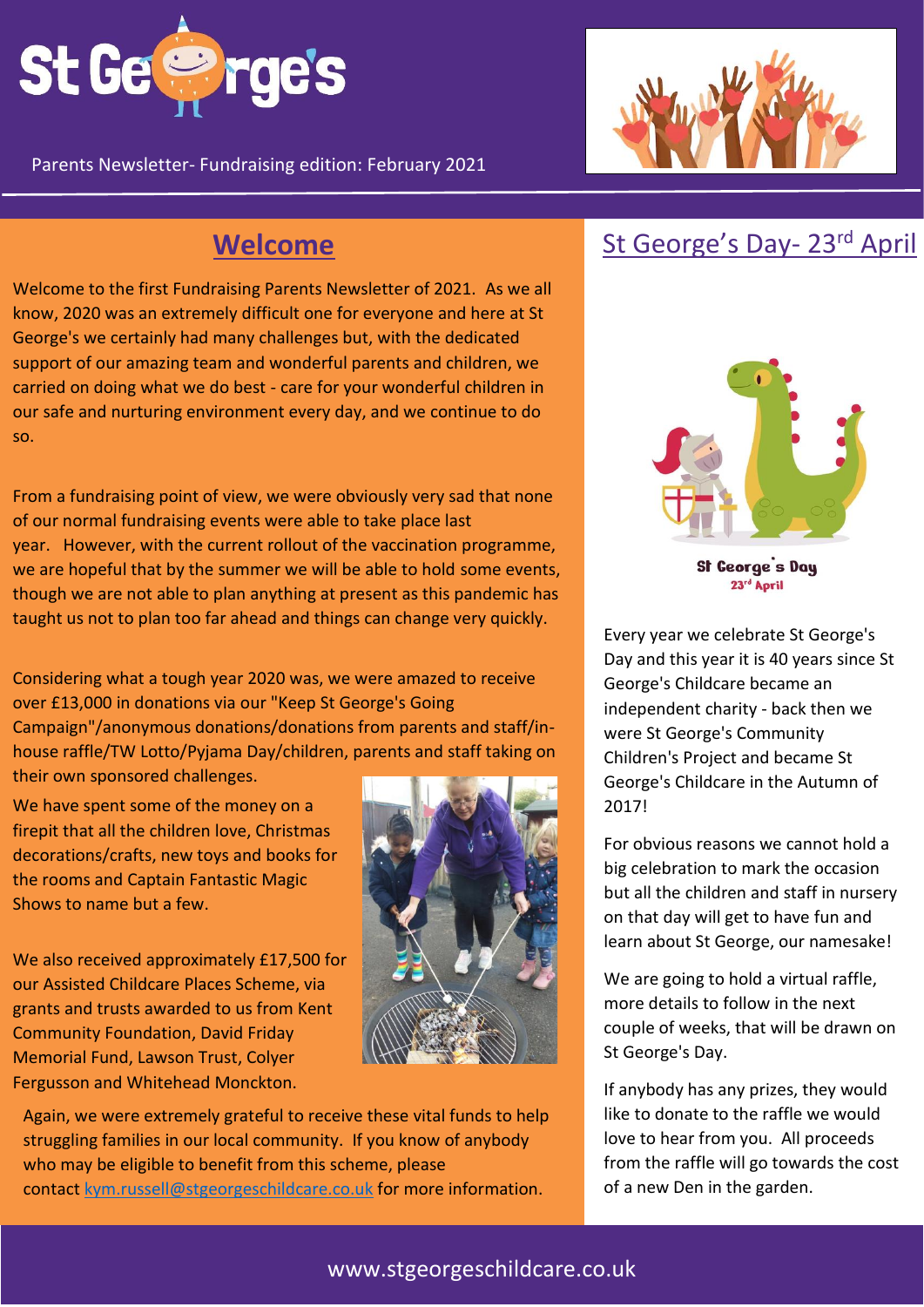# St George's

Parents Newsletter- Fundraising edition: February 2021

## Welcome

Welcome to the first Fundraising Parents Newsletter of 2021. As we all know, 2020 was an extremely difficult one for everyone and here at St George's we certainly had many challenges but, with the dedicated support of our amazing team and wonderful parents and children, we carried on doing what we do best - care for your wonderful children in our safe and nurturing environment every day, and we continue to do so.

From a fundraising point of view, we were obviously very sad that none of our normal fundraising events were able to take place last year. However, with the current rollout of the vaccination programme, we are hopeful that by the summer we will be able to hold some events, though we are not able to plan anything at present as this pandemic has taught us not to plan too far ahead and things can change very quickly.

Considering what a tough year 2020 was, we were amazed to receive over £13,000 in donations via our "Keep St George's Going Campaign"/anonymous donations/donations from parents and staff/in-house raffle/TW Lotto/Pyjama Day/children, parents and staff taking on their own sponsored challenges.

We have spent some of the money on a firepit that all the children love, Christmas decorations/crafts, new toys and books for the rooms and Captain Fantastic Magic Shows to name but a few.

We also received approximately £17,500 for our Assisted Childcare Places Scheme, via grants and trusts awarded to us from Kent Community Foundation, David Friday Memorial Fund, Lawson Trust, Colyer Fergusson and Whitehead Monckton.

Again, we were extremely grateful to receive these vital funds to help struggling families in our local community. If you know of anybody who may be eligible to benefit from this scheme, please contact [kym.russell@stgeorgeschildcare.co.uk](mailto:kym.russell@stgeorgeschildcare.co.uk) for more information.

## St George's Day- 23rd April

St George's Day
23rd April

Every year we celebrate St George's Day and this year it is 40 years since St George's Childcare became an independent charity - back then we were St George's Community Children's Project and became St George's Childcare in the Autumn of 2017!

For obvious reasons we cannot hold a big celebration to mark the occasion but all the children and staff in nursery on that day will get to have fun and learn about St George, our namesake!

We are going to hold a virtual raffle, more details to follow in the next couple of weeks, that will be drawn on St George's Day.

If anybody has any prizes, they would like to donate to the raffle we would love to hear from you. All proceeds from the raffle will go towards the cost of a new Den in the garden.

www.stgeorgeschildcare.co.uk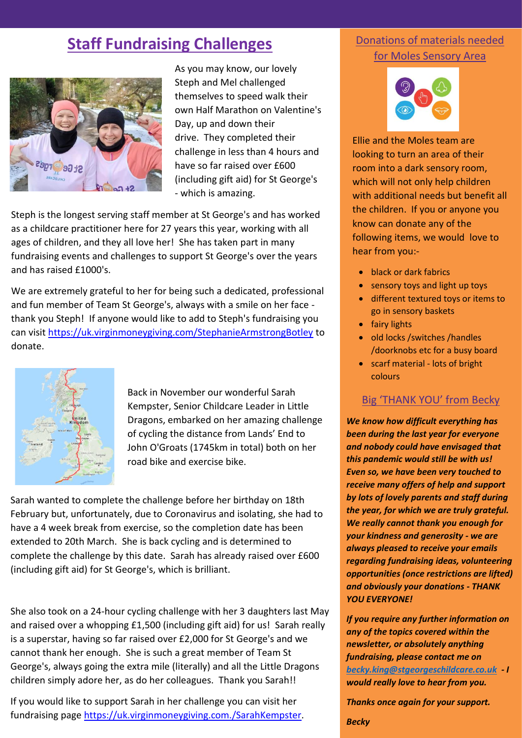## Staff Fundraising Challenges

As you may know, our lovely Steph and Mel challenged themselves to speed walk their own Half Marathon on Valentine's Day, up and down their drive. They completed their challenge in less than 4 hours and have so far raised over £600 (including gift aid) for St George's - which is amazing.

Steph is the longest serving staff member at St George's and has worked as a childcare practitioner here for 27 years this year, working with all ages of children, and they all love her! She has taken part in many fundraising events and challenges to support St George's over the years and has raised £1000's.

We are extremely grateful to her for being such a dedicated, professional and fun member of Team St George's, always with a smile on her face - thank you Steph! If anyone would like to add to Steph's fundraising you can visit https://uk.virginmoneygiving.com/StephanieArmstrongBotley to donate.

Back in November our wonderful Sarah Kempster, Senior Childcare Leader in Little Dragons, embarked on her amazing challenge of cycling the distance from Lands' End to John O'Groats (1745km in total) both on her road bike and exercise bike.

Sarah wanted to complete the challenge before her birthday on 18th February but, unfortunately, due to Coronavirus and isolating, she had to have a 4 week break from exercise, so the completion date has been extended to 20th March. She is back cycling and is determined to complete the challenge by this date. Sarah has already raised over £600 (including gift aid) for St George's, which is brilliant.

She also took on a 24-hour cycling challenge with her 3 daughters last May and raised over a whopping £1,500 (including gift aid) for us! Sarah really is a superstar, having so far raised over £2,000 for St George's and we cannot thank her enough. She is such a great member of Team St George's, always going the extra mile (literally) and all the Little Dragons children simply adore her, as do her colleagues. Thank you Sarah!!

If you would like to support Sarah in her challenge you can visit her fundraising page https://uk.virginmoneygiving.com./SarahKempster.

## Donations of materials needed for Moles Sensory Area

Ellie and the Moles team are looking to turn an area of their room into a dark sensory room, which will not only help children with additional needs but benefit all the children. If you or anyone you know can donate any of the following items, we would love to hear from you:-

- black or dark fabrics
- sensory toys and light up toys
- different textured toys or items to go in sensory baskets
- fairy lights
- old locks /switches /handles /doorknobs etc for a busy board
- scarf material - lots of bright colours

## Big 'THANK YOU' from Becky

***We know how difficult everything has been during the last year for everyone and nobody could have envisaged that this pandemic would still be with us! Even so, we have been very touched to receive many offers of help and support by lots of lovely parents and staff during the year, for which we are truly grateful. We really cannot thank you enough for your kindness and generosity - we are always pleased to receive your emails regarding fundraising ideas, volunteering opportunities (once restrictions are lifted) and obviously your donations - THANK YOU EVERYONE!***

***If you require any further information on any of the topics covered within the newsletter, or absolutely anything fundraising, please contact me on becky.king@stgeorgeschildcare.co.uk - I would really love to hear from you.***

***Thanks once again for your support.***

***Becky***